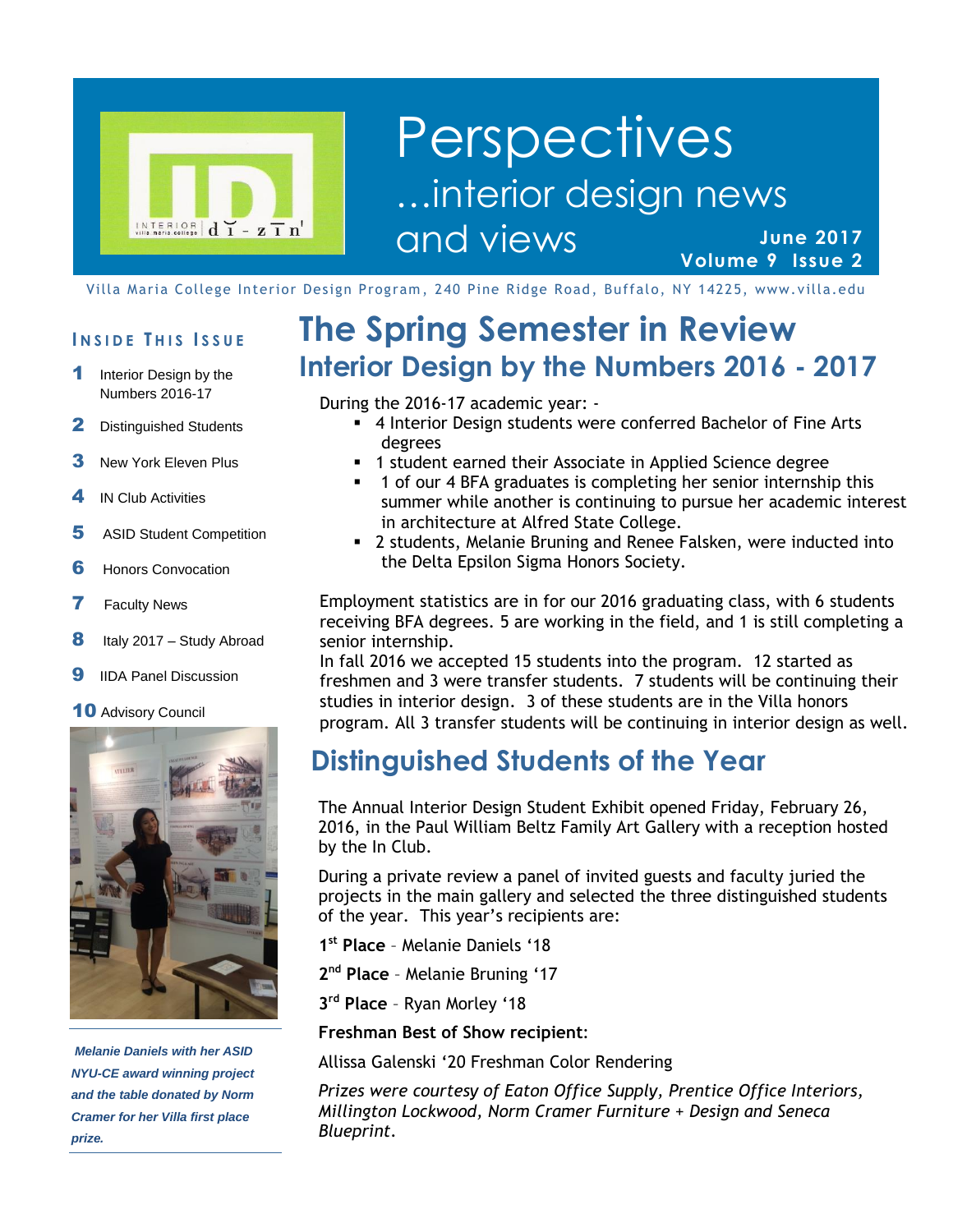# Perspectives

## ...interior design news and views

**June 2017**
**Volume 9 Issue 2**

Villa Maria College Interior Design Program, 240 Pine Ridge Road, Buffalo, NY 14225, www.villa.edu

### Inside This Issue

1. Interior Design by the Numbers 2016-17
2. Distinguished Students
3. New York Eleven Plus
4. IN Club Activities
5. ASID Student Competition
6. Honors Convocation
7. Faculty News
8. Italy 2017 – Study Abroad
9. IIDA Panel Discussion
10. Advisory Council

*Melanie Daniels with her ASID NYU-CE award winning project and the table donated by Norm Cramer for her Villa first place prize.*

# The Spring Semester in Review

## Interior Design by the Numbers 2016 - 2017

During the 2016-17 academic year: -

- 4 Interior Design students were conferred Bachelor of Fine Arts degrees
- 1 student earned their Associate in Applied Science degree
- 1 of our 4 BFA graduates is completing her senior internship this summer while another is continuing to pursue her academic interest in architecture at Alfred State College.
- 2 students, Melanie Bruning and Renee Falsken, were inducted into the Delta Epsilon Sigma Honors Society.

Employment statistics are in for our 2016 graduating class, with 6 students receiving BFA degrees. 5 are working in the field, and 1 is still completing a senior internship.

In fall 2016 we accepted 15 students into the program. 12 started as freshmen and 3 were transfer students. 7 students will be continuing their studies in interior design. 3 of these students are in the Villa honors program. All 3 transfer students will be continuing in interior design as well.

## Distinguished Students of the Year

The Annual Interior Design Student Exhibit opened Friday, February 26, 2016, in the Paul William Beltz Family Art Gallery with a reception hosted by the In Club.

During a private review a panel of invited guests and faculty juried the projects in the main gallery and selected the three distinguished students of the year. This year's recipients are:

**1st Place** – Melanie Daniels '18

**2nd Place** – Melanie Bruning '17

**3rd Place** – Ryan Morley '18

**Freshman Best of Show recipient**:

Allissa Galenski '20 Freshman Color Rendering

*Prizes were courtesy of Eaton Office Supply, Prentice Office Interiors, Millington Lockwood, Norm Cramer Furniture + Design and Seneca Blueprint.*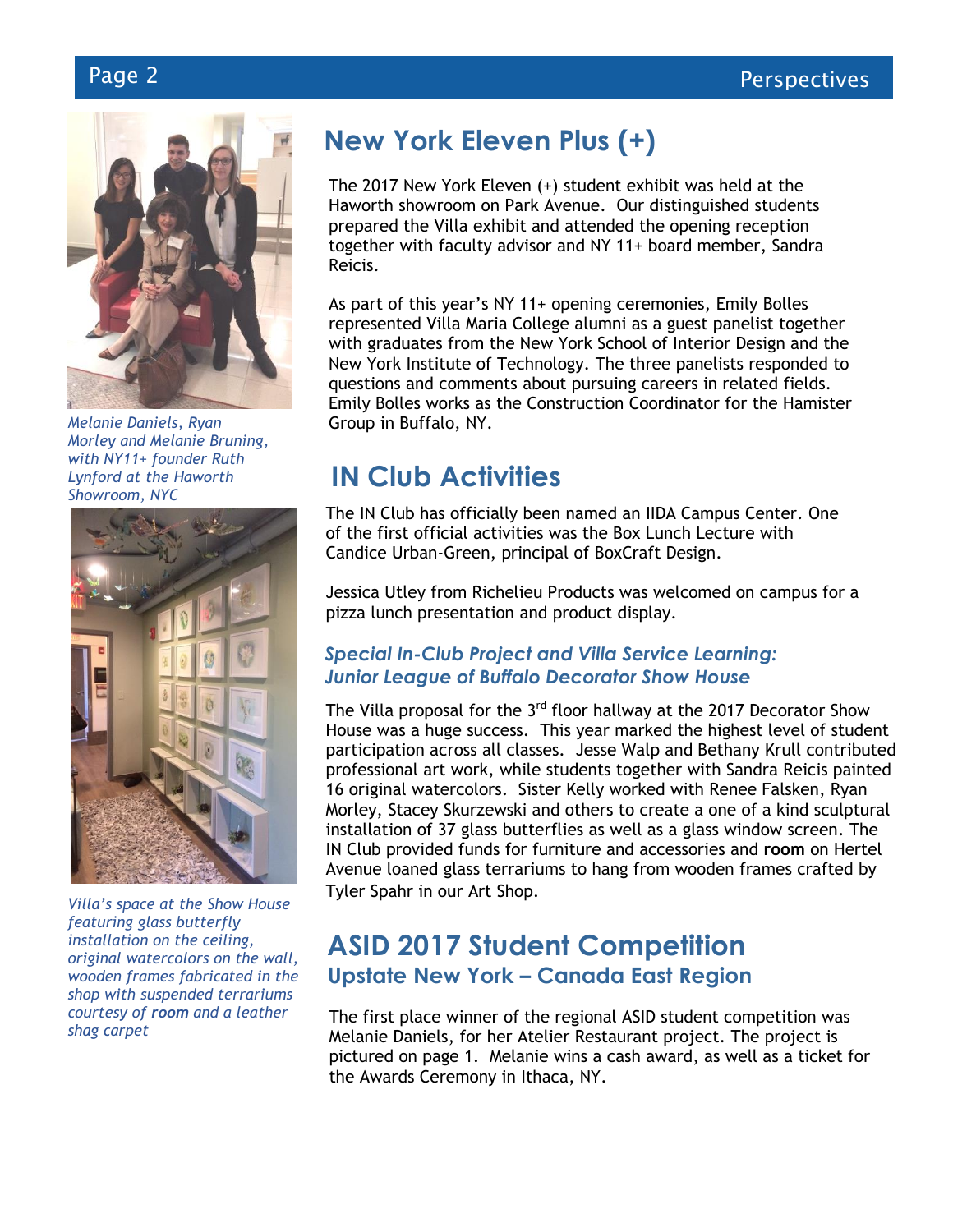*Melanie Daniels, Ryan Morley and Melanie Bruning, with NY11+ founder Ruth Lynford at the Haworth Showroom, NYC*

*Villa's space at the Show House featuring glass butterfly installation on the ceiling, original watercolors on the wall, wooden frames fabricated in the shop with suspended terrariums courtesy of **room** and a leather shag carpet*

## New York Eleven Plus (+)

The 2017 New York Eleven (+) student exhibit was held at the Haworth showroom on Park Avenue. Our distinguished students prepared the Villa exhibit and attended the opening reception together with faculty advisor and NY 11+ board member, Sandra Reicis.

As part of this year's NY 11+ opening ceremonies, Emily Bolles represented Villa Maria College alumni as a guest panelist together with graduates from the New York School of Interior Design and the New York Institute of Technology. The three panelists responded to questions and comments about pursuing careers in related fields. Emily Bolles works as the Construction Coordinator for the Hamister Group in Buffalo, NY.

## IN Club Activities

The IN Club has officially been named an IIDA Campus Center. One of the first official activities was the Box Lunch Lecture with Candice Urban-Green, principal of BoxCraft Design.

Jessica Utley from Richelieu Products was welcomed on campus for a pizza lunch presentation and product display.

### *Special In-Club Project and Villa Service Learning: Junior League of Buffalo Decorator Show House*

The Villa proposal for the 3rd floor hallway at the 2017 Decorator Show House was a huge success. This year marked the highest level of student participation across all classes. Jesse Walp and Bethany Krull contributed professional art work, while students together with Sandra Reicis painted 16 original watercolors. Sister Kelly worked with Renee Falsken, Ryan Morley, Stacey Skurzewski and others to create a one of a kind sculptural installation of 37 glass butterflies as well as a glass window screen. The IN Club provided funds for furniture and accessories and **room** on Hertel Avenue loaned glass terrariums to hang from wooden frames crafted by Tyler Spahr in our Art Shop.

## ASID 2017 Student Competition
### Upstate New York – Canada East Region

The first place winner of the regional ASID student competition was Melanie Daniels, for her Atelier Restaurant project. The project is pictured on page 1. Melanie wins a cash award, as well as a ticket for the Awards Ceremony in Ithaca, NY.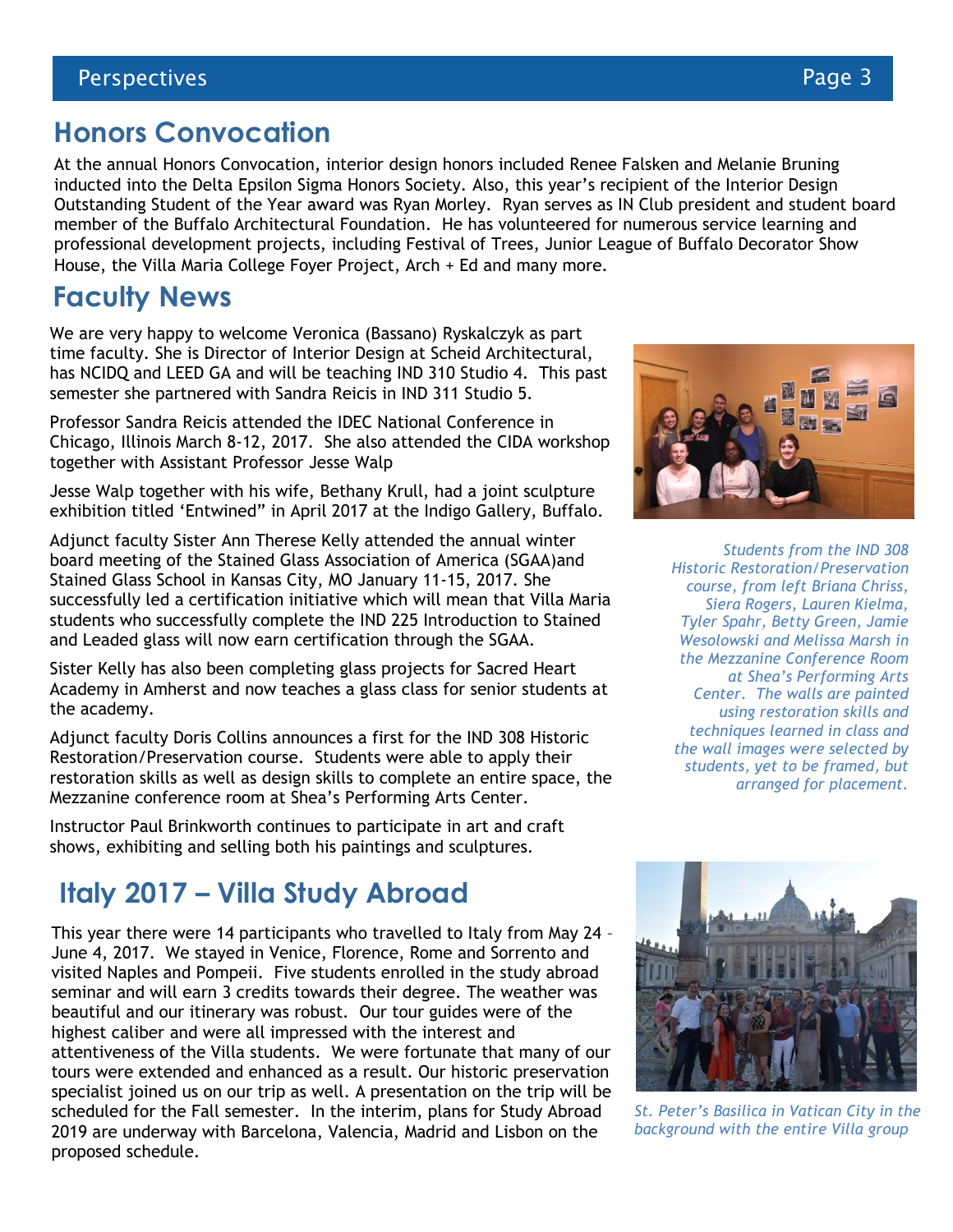## Honors Convocation

At the annual Honors Convocation, interior design honors included Renee Falsken and Melanie Bruning inducted into the Delta Epsilon Sigma Honors Society. Also, this year's recipient of the Interior Design Outstanding Student of the Year award was Ryan Morley. Ryan serves as IN Club president and student board member of the Buffalo Architectural Foundation. He has volunteered for numerous service learning and professional development projects, including Festival of Trees, Junior League of Buffalo Decorator Show House, the Villa Maria College Foyer Project, Arch + Ed and many more.

## Faculty News

We are very happy to welcome Veronica (Bassano) Ryskalczyk as part time faculty. She is Director of Interior Design at Scheid Architectural, has NCIDQ and LEED GA and will be teaching IND 310 Studio 4. This past semester she partnered with Sandra Reicis in IND 311 Studio 5.

Professor Sandra Reicis attended the IDEC National Conference in Chicago, Illinois March 8-12, 2017. She also attended the CIDA workshop together with Assistant Professor Jesse Walp

Jesse Walp together with his wife, Bethany Krull, had a joint sculpture exhibition titled 'Entwined" in April 2017 at the Indigo Gallery, Buffalo.

Adjunct faculty Sister Ann Therese Kelly attended the annual winter board meeting of the Stained Glass Association of America (SGAA)and Stained Glass School in Kansas City, MO January 11-15, 2017. She successfully led a certification initiative which will mean that Villa Maria students who successfully complete the IND 225 Introduction to Stained and Leaded glass will now earn certification through the SGAA.

Sister Kelly has also been completing glass projects for Sacred Heart Academy in Amherst and now teaches a glass class for senior students at the academy.

Adjunct faculty Doris Collins announces a first for the IND 308 Historic Restoration/Preservation course. Students were able to apply their restoration skills as well as design skills to complete an entire space, the Mezzanine conference room at Shea's Performing Arts Center.

Instructor Paul Brinkworth continues to participate in art and craft shows, exhibiting and selling both his paintings and sculptures.

*Students from the IND 308 Historic Restoration/Preservation course, from left Briana Chriss, Siera Rogers, Lauren Kielma, Tyler Spahr, Betty Green, Jamie Wesolowski and Melissa Marsh in the Mezzanine Conference Room at Shea's Performing Arts Center. The walls are painted using restoration skills and techniques learned in class and the wall images were selected by students, yet to be framed, but arranged for placement.*

## Italy 2017 – Villa Study Abroad

This year there were 14 participants who travelled to Italy from May 24 – June 4, 2017. We stayed in Venice, Florence, Rome and Sorrento and visited Naples and Pompeii. Five students enrolled in the study abroad seminar and will earn 3 credits towards their degree. The weather was beautiful and our itinerary was robust. Our tour guides were of the highest caliber and were all impressed with the interest and attentiveness of the Villa students. We were fortunate that many of our tours were extended and enhanced as a result. Our historic preservation specialist joined us on our trip as well. A presentation on the trip will be scheduled for the Fall semester. In the interim, plans for Study Abroad 2019 are underway with Barcelona, Valencia, Madrid and Lisbon on the proposed schedule.

*St. Peter's Basilica in Vatican City in the background with the entire Villa group*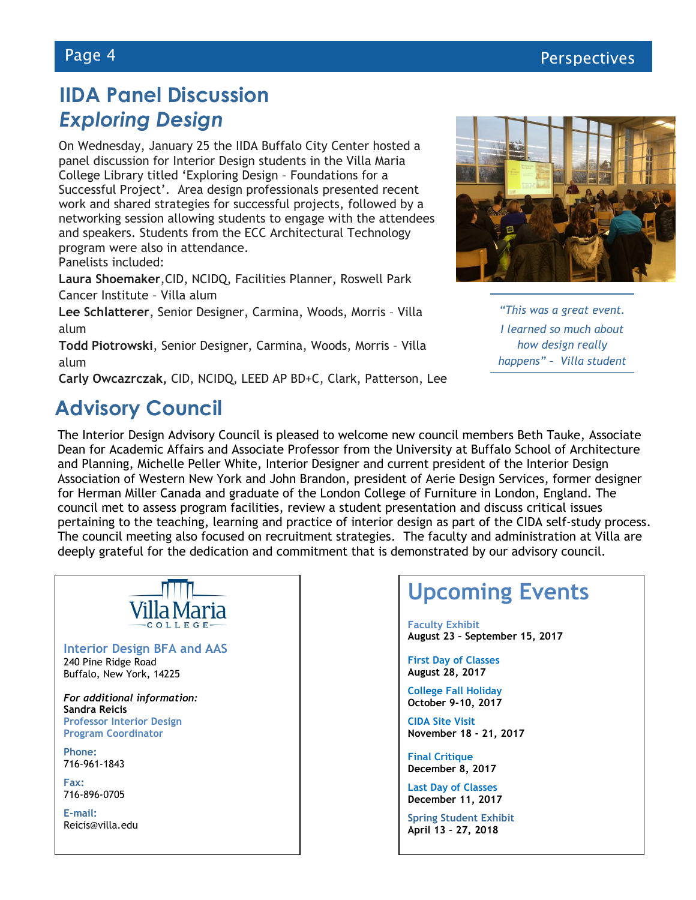# IIDA Panel Discussion
## *Exploring Design*

On Wednesday, January 25 the IIDA Buffalo City Center hosted a panel discussion for Interior Design students in the Villa Maria College Library titled 'Exploring Design – Foundations for a Successful Project'. Area design professionals presented recent work and shared strategies for successful projects, followed by a networking session allowing students to engage with the attendees and speakers. Students from the ECC Architectural Technology program were also in attendance.

Panelists included:

**Laura Shoemaker**,CID, NCIDQ, Facilities Planner, Roswell Park Cancer Institute – Villa alum

**Lee Schlatterer**, Senior Designer, Carmina, Woods, Morris – Villa alum

**Todd Piotrowski**, Senior Designer, Carmina, Woods, Morris – Villa alum

**Carly Owcazrczak,** CID, NCIDQ, LEED AP BD+C, Clark, Patterson, Lee

*"This was a great event. I learned so much about how design really happens" – Villa student*

# Advisory Council

The Interior Design Advisory Council is pleased to welcome new council members Beth Tauke, Associate Dean for Academic Affairs and Associate Professor from the University at Buffalo School of Architecture and Planning, Michelle Peller White, Interior Designer and current president of the Interior Design Association of Western New York and John Brandon, president of Aerie Design Services, former designer for Herman Miller Canada and graduate of the London College of Furniture in London, England. The council met to assess program facilities, review a student presentation and discuss critical issues pertaining to the teaching, learning and practice of interior design as part of the CIDA self-study process. The council meeting also focused on recruitment strategies. The faculty and administration at Villa are deeply grateful for the dedication and commitment that is demonstrated by our advisory council.

Villa Maria College

**Interior Design BFA and AAS**
240 Pine Ridge Road
Buffalo, New York, 14225

*For additional information:*
**Sandra Reicis**
Professor Interior Design
Program Coordinator

**Phone:**
716-961-1843

**Fax:**
716-896-0705

**E-mail:**
Reicis@villa.edu

## Upcoming Events

**Faculty Exhibit**
**August 23 – September 15, 2017**

**First Day of Classes**
**August 28, 2017**

**College Fall Holiday**
**October 9-10, 2017**

**CIDA Site Visit**
**November 18 - 21, 2017**

**Final Critique**
**December 8, 2017**

**Last Day of Classes**
**December 11, 2017**

**Spring Student Exhibit**
**April 13 – 27, 2018**